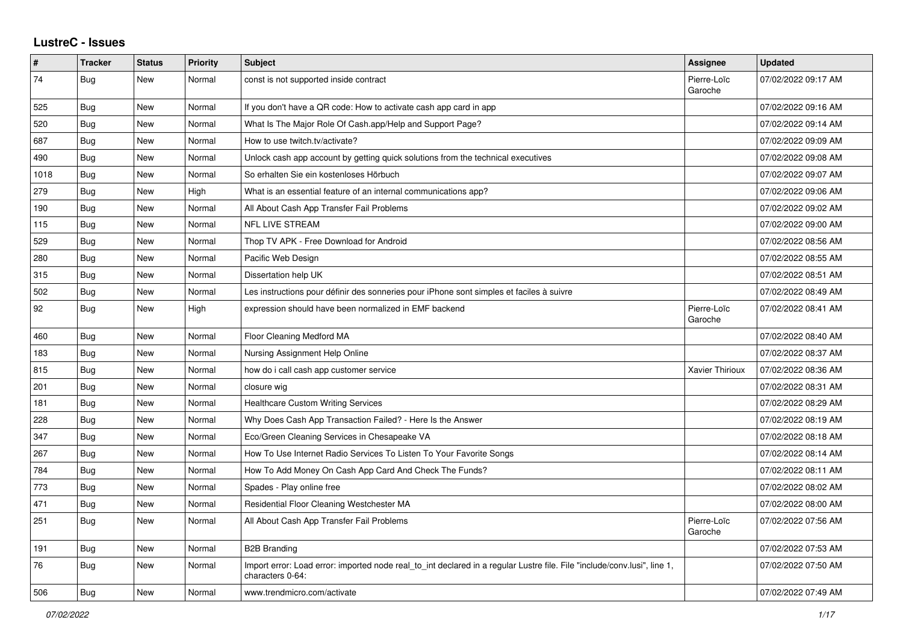# LustreC - Issues

| # | Tracker | Status | Priority | Subject | Assignee | Updated |
|---|---|---|---|---|---|---|
| 74 | Bug | New | Normal | const is not supported inside contract | Pierre-Loïc Garoche | 07/02/2022 09:17 AM |
| 525 | Bug | New | Normal | If you don't have a QR code: How to activate cash app card in app | | 07/02/2022 09:16 AM |
| 520 | Bug | New | Normal | What Is The Major Role Of Cash.app/Help and Support Page? | | 07/02/2022 09:14 AM |
| 687 | Bug | New | Normal | How to use twitch.tv/activate? | | 07/02/2022 09:09 AM |
| 490 | Bug | New | Normal | Unlock cash app account by getting quick solutions from the technical executives | | 07/02/2022 09:08 AM |
| 1018 | Bug | New | Normal | So erhalten Sie ein kostenloses Hörbuch | | 07/02/2022 09:07 AM |
| 279 | Bug | New | High | What is an essential feature of an internal communications app? | | 07/02/2022 09:06 AM |
| 190 | Bug | New | Normal | All About Cash App Transfer Fail Problems | | 07/02/2022 09:02 AM |
| 115 | Bug | New | Normal | NFL LIVE STREAM | | 07/02/2022 09:00 AM |
| 529 | Bug | New | Normal | Thop TV APK - Free Download for Android | | 07/02/2022 08:56 AM |
| 280 | Bug | New | Normal | Pacific Web Design | | 07/02/2022 08:55 AM |
| 315 | Bug | New | Normal | Dissertation help UK | | 07/02/2022 08:51 AM |
| 502 | Bug | New | Normal | Les instructions pour définir des sonneries pour iPhone sont simples et faciles à suivre | | 07/02/2022 08:49 AM |
| 92 | Bug | New | High | expression should have been normalized in EMF backend | Pierre-Loïc Garoche | 07/02/2022 08:41 AM |
| 460 | Bug | New | Normal | Floor Cleaning Medford MA | | 07/02/2022 08:40 AM |
| 183 | Bug | New | Normal | Nursing Assignment Help Online | | 07/02/2022 08:37 AM |
| 815 | Bug | New | Normal | how do i call cash app customer service | Xavier Thirioux | 07/02/2022 08:36 AM |
| 201 | Bug | New | Normal | closure wig | | 07/02/2022 08:31 AM |
| 181 | Bug | New | Normal | Healthcare Custom Writing Services | | 07/02/2022 08:29 AM |
| 228 | Bug | New | Normal | Why Does Cash App Transaction Failed? - Here Is the Answer | | 07/02/2022 08:19 AM |
| 347 | Bug | New | Normal | Eco/Green Cleaning Services in Chesapeake VA | | 07/02/2022 08:18 AM |
| 267 | Bug | New | Normal | How To Use Internet Radio Services To Listen To Your Favorite Songs | | 07/02/2022 08:14 AM |
| 784 | Bug | New | Normal | How To Add Money On Cash App Card And Check The Funds? | | 07/02/2022 08:11 AM |
| 773 | Bug | New | Normal | Spades - Play online free | | 07/02/2022 08:02 AM |
| 471 | Bug | New | Normal | Residential Floor Cleaning Westchester MA | | 07/02/2022 08:00 AM |
| 251 | Bug | New | Normal | All About Cash App Transfer Fail Problems | Pierre-Loïc Garoche | 07/02/2022 07:56 AM |
| 191 | Bug | New | Normal | B2B Branding | | 07/02/2022 07:53 AM |
| 76 | Bug | New | Normal | Import error: Load error: imported node real_to_int declared in a regular Lustre file. File "include/conv.lusi", line 1, characters 0-64: | | 07/02/2022 07:50 AM |
| 506 | Bug | New | Normal | www.trendmicro.com/activate | | 07/02/2022 07:49 AM |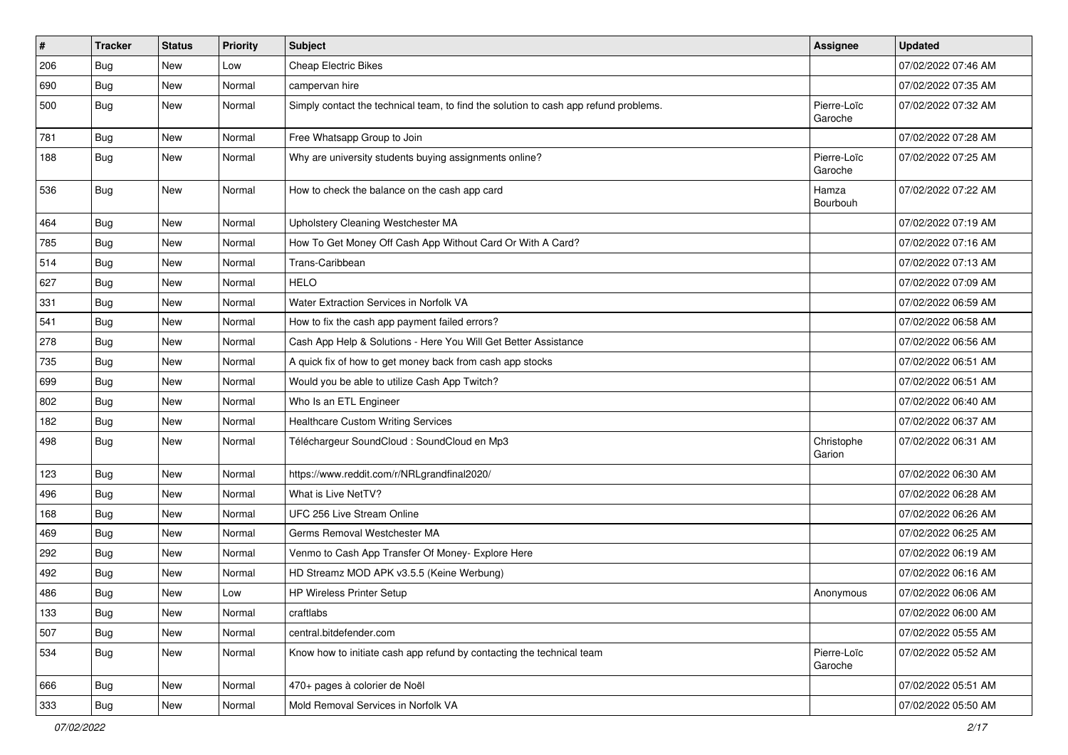| # | Tracker | Status | Priority | Subject | Assignee | Updated |
|---|---|---|---|---|---|---|
| 206 | Bug | New | Low | Cheap Electric Bikes | | 07/02/2022 07:46 AM |
| 690 | Bug | New | Normal | campervan hire | | 07/02/2022 07:35 AM |
| 500 | Bug | New | Normal | Simply contact the technical team, to find the solution to cash app refund problems. | Pierre-Loïc Garoche | 07/02/2022 07:32 AM |
| 781 | Bug | New | Normal | Free Whatsapp Group to Join | | 07/02/2022 07:28 AM |
| 188 | Bug | New | Normal | Why are university students buying assignments online? | Pierre-Loïc Garoche | 07/02/2022 07:25 AM |
| 536 | Bug | New | Normal | How to check the balance on the cash app card | Hamza Bourbouh | 07/02/2022 07:22 AM |
| 464 | Bug | New | Normal | Upholstery Cleaning Westchester MA | | 07/02/2022 07:19 AM |
| 785 | Bug | New | Normal | How To Get Money Off Cash App Without Card Or With A Card? | | 07/02/2022 07:16 AM |
| 514 | Bug | New | Normal | Trans-Caribbean | | 07/02/2022 07:13 AM |
| 627 | Bug | New | Normal | HELO | | 07/02/2022 07:09 AM |
| 331 | Bug | New | Normal | Water Extraction Services in Norfolk VA | | 07/02/2022 06:59 AM |
| 541 | Bug | New | Normal | How to fix the cash app payment failed errors? | | 07/02/2022 06:58 AM |
| 278 | Bug | New | Normal | Cash App Help & Solutions - Here You Will Get Better Assistance | | 07/02/2022 06:56 AM |
| 735 | Bug | New | Normal | A quick fix of how to get money back from cash app stocks | | 07/02/2022 06:51 AM |
| 699 | Bug | New | Normal | Would you be able to utilize Cash App Twitch? | | 07/02/2022 06:51 AM |
| 802 | Bug | New | Normal | Who Is an ETL Engineer | | 07/02/2022 06:40 AM |
| 182 | Bug | New | Normal | Healthcare Custom Writing Services | | 07/02/2022 06:37 AM |
| 498 | Bug | New | Normal | Téléchargeur SoundCloud : SoundCloud en Mp3 | Christophe Garion | 07/02/2022 06:31 AM |
| 123 | Bug | New | Normal | https://www.reddit.com/r/NRLgrandfinal2020/ | | 07/02/2022 06:30 AM |
| 496 | Bug | New | Normal | What is Live NetTV? | | 07/02/2022 06:28 AM |
| 168 | Bug | New | Normal | UFC 256 Live Stream Online | | 07/02/2022 06:26 AM |
| 469 | Bug | New | Normal | Germs Removal Westchester MA | | 07/02/2022 06:25 AM |
| 292 | Bug | New | Normal | Venmo to Cash App Transfer Of Money- Explore Here | | 07/02/2022 06:19 AM |
| 492 | Bug | New | Normal | HD Streamz MOD APK v3.5.5 (Keine Werbung) | | 07/02/2022 06:16 AM |
| 486 | Bug | New | Low | HP Wireless Printer Setup | Anonymous | 07/02/2022 06:06 AM |
| 133 | Bug | New | Normal | craftlabs | | 07/02/2022 06:00 AM |
| 507 | Bug | New | Normal | central.bitdefender.com | | 07/02/2022 05:55 AM |
| 534 | Bug | New | Normal | Know how to initiate cash app refund by contacting the technical team | Pierre-Loïc Garoche | 07/02/2022 05:52 AM |
| 666 | Bug | New | Normal | 470+ pages à colorier de Noël | | 07/02/2022 05:51 AM |
| 333 | Bug | New | Normal | Mold Removal Services in Norfolk VA | | 07/02/2022 05:50 AM |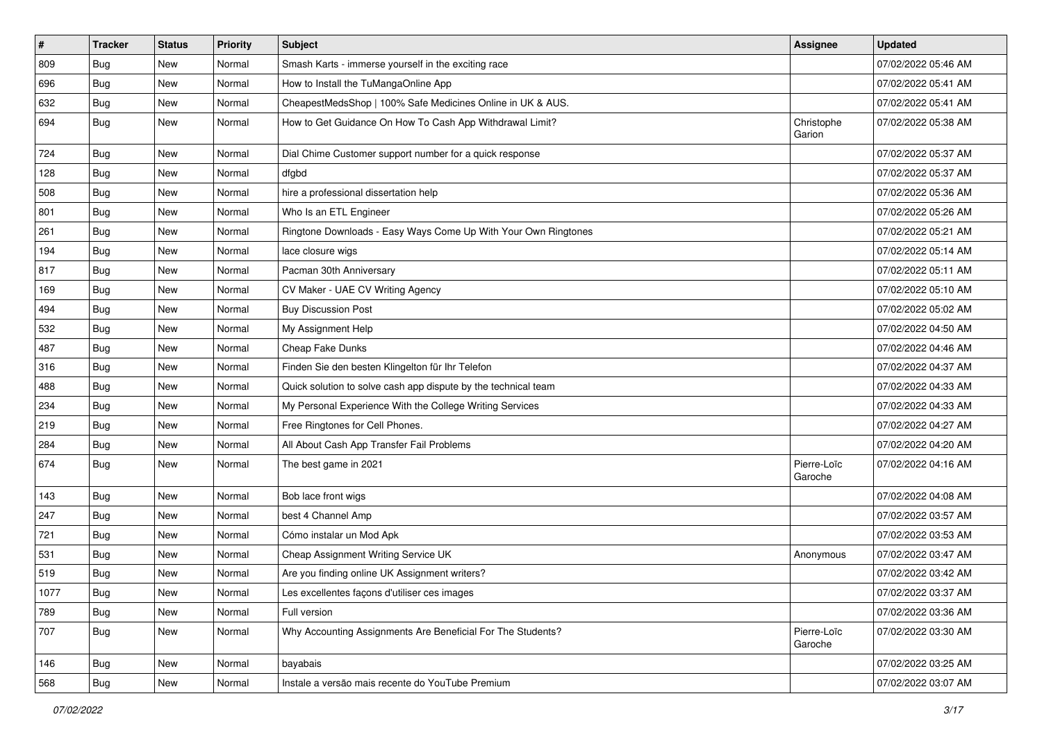| # | Tracker | Status | Priority | Subject | Assignee | Updated |
|---|---|---|---|---|---|---|
| 809 | Bug | New | Normal | Smash Karts - immerse yourself in the exciting race | | 07/02/2022 05:46 AM |
| 696 | Bug | New | Normal | How to Install the TuMangaOnline App | | 07/02/2022 05:41 AM |
| 632 | Bug | New | Normal | CheapestMedsShop \| 100% Safe Medicines Online in UK & AUS. | | 07/02/2022 05:41 AM |
| 694 | Bug | New | Normal | How to Get Guidance On How To Cash App Withdrawal Limit? | Christophe Garion | 07/02/2022 05:38 AM |
| 724 | Bug | New | Normal | Dial Chime Customer support number for a quick response | | 07/02/2022 05:37 AM |
| 128 | Bug | New | Normal | dfgbd | | 07/02/2022 05:37 AM |
| 508 | Bug | New | Normal | hire a professional dissertation help | | 07/02/2022 05:36 AM |
| 801 | Bug | New | Normal | Who Is an ETL Engineer | | 07/02/2022 05:26 AM |
| 261 | Bug | New | Normal | Ringtone Downloads - Easy Ways Come Up With Your Own Ringtones | | 07/02/2022 05:21 AM |
| 194 | Bug | New | Normal | lace closure wigs | | 07/02/2022 05:14 AM |
| 817 | Bug | New | Normal | Pacman 30th Anniversary | | 07/02/2022 05:11 AM |
| 169 | Bug | New | Normal | CV Maker - UAE CV Writing Agency | | 07/02/2022 05:10 AM |
| 494 | Bug | New | Normal | Buy Discussion Post | | 07/02/2022 05:02 AM |
| 532 | Bug | New | Normal | My Assignment Help | | 07/02/2022 04:50 AM |
| 487 | Bug | New | Normal | Cheap Fake Dunks | | 07/02/2022 04:46 AM |
| 316 | Bug | New | Normal | Finden Sie den besten Klingelton für Ihr Telefon | | 07/02/2022 04:37 AM |
| 488 | Bug | New | Normal | Quick solution to solve cash app dispute by the technical team | | 07/02/2022 04:33 AM |
| 234 | Bug | New | Normal | My Personal Experience With the College Writing Services | | 07/02/2022 04:33 AM |
| 219 | Bug | New | Normal | Free Ringtones for Cell Phones. | | 07/02/2022 04:27 AM |
| 284 | Bug | New | Normal | All About Cash App Transfer Fail Problems | | 07/02/2022 04:20 AM |
| 674 | Bug | New | Normal | The best game in 2021 | Pierre-Loïc Garoche | 07/02/2022 04:16 AM |
| 143 | Bug | New | Normal | Bob lace front wigs | | 07/02/2022 04:08 AM |
| 247 | Bug | New | Normal | best 4 Channel Amp | | 07/02/2022 03:57 AM |
| 721 | Bug | New | Normal | Cómo instalar un Mod Apk | | 07/02/2022 03:53 AM |
| 531 | Bug | New | Normal | Cheap Assignment Writing Service UK | Anonymous | 07/02/2022 03:47 AM |
| 519 | Bug | New | Normal | Are you finding online UK Assignment writers? | | 07/02/2022 03:42 AM |
| 1077 | Bug | New | Normal | Les excellentes façons d'utiliser ces images | | 07/02/2022 03:37 AM |
| 789 | Bug | New | Normal | Full version | | 07/02/2022 03:36 AM |
| 707 | Bug | New | Normal | Why Accounting Assignments Are Beneficial For The Students? | Pierre-Loïc Garoche | 07/02/2022 03:30 AM |
| 146 | Bug | New | Normal | bayabais | | 07/02/2022 03:25 AM |
| 568 | Bug | New | Normal | Instale a versão mais recente do YouTube Premium | | 07/02/2022 03:07 AM |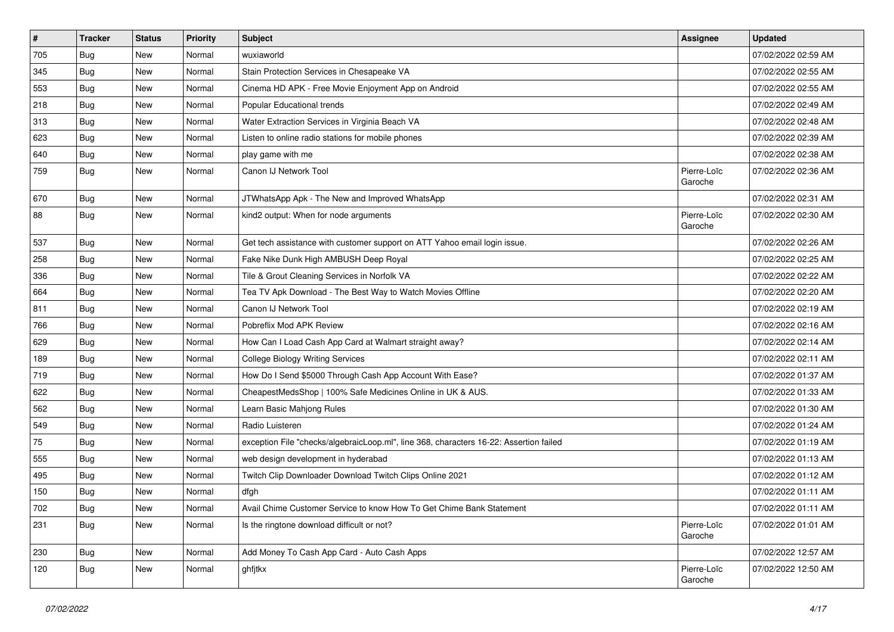| # | Tracker | Status | Priority | Subject | Assignee | Updated |
|---|---|---|---|---|---|---|
| 705 | Bug | New | Normal | wuxiaworld | | 07/02/2022 02:59 AM |
| 345 | Bug | New | Normal | Stain Protection Services in Chesapeake VA | | 07/02/2022 02:55 AM |
| 553 | Bug | New | Normal | Cinema HD APK - Free Movie Enjoyment App on Android | | 07/02/2022 02:55 AM |
| 218 | Bug | New | Normal | Popular Educational trends | | 07/02/2022 02:49 AM |
| 313 | Bug | New | Normal | Water Extraction Services in Virginia Beach VA | | 07/02/2022 02:48 AM |
| 623 | Bug | New | Normal | Listen to online radio stations for mobile phones | | 07/02/2022 02:39 AM |
| 640 | Bug | New | Normal | play game with me | | 07/02/2022 02:38 AM |
| 759 | Bug | New | Normal | Canon IJ Network Tool | Pierre-Loïc Garoche | 07/02/2022 02:36 AM |
| 670 | Bug | New | Normal | JTWhatsApp Apk - The New and Improved WhatsApp | | 07/02/2022 02:31 AM |
| 88 | Bug | New | Normal | kind2 output: When for node arguments | Pierre-Loïc Garoche | 07/02/2022 02:30 AM |
| 537 | Bug | New | Normal | Get tech assistance with customer support on ATT Yahoo email login issue. | | 07/02/2022 02:26 AM |
| 258 | Bug | New | Normal | Fake Nike Dunk High AMBUSH Deep Royal | | 07/02/2022 02:25 AM |
| 336 | Bug | New | Normal | Tile & Grout Cleaning Services in Norfolk VA | | 07/02/2022 02:22 AM |
| 664 | Bug | New | Normal | Tea TV Apk Download - The Best Way to Watch Movies Offline | | 07/02/2022 02:20 AM |
| 811 | Bug | New | Normal | Canon IJ Network Tool | | 07/02/2022 02:19 AM |
| 766 | Bug | New | Normal | Pobreflix Mod APK Review | | 07/02/2022 02:16 AM |
| 629 | Bug | New | Normal | How Can I Load Cash App Card at Walmart straight away? | | 07/02/2022 02:14 AM |
| 189 | Bug | New | Normal | College Biology Writing Services | | 07/02/2022 02:11 AM |
| 719 | Bug | New | Normal | How Do I Send $5000 Through Cash App Account With Ease? | | 07/02/2022 01:37 AM |
| 622 | Bug | New | Normal | CheapestMedsShop \| 100% Safe Medicines Online in UK & AUS. | | 07/02/2022 01:33 AM |
| 562 | Bug | New | Normal | Learn Basic Mahjong Rules | | 07/02/2022 01:30 AM |
| 549 | Bug | New | Normal | Radio Luisteren | | 07/02/2022 01:24 AM |
| 75 | Bug | New | Normal | exception File "checks/algebraicLoop.ml", line 368, characters 16-22: Assertion failed | | 07/02/2022 01:19 AM |
| 555 | Bug | New | Normal | web design development in hyderabad | | 07/02/2022 01:13 AM |
| 495 | Bug | New | Normal | Twitch Clip Downloader Download Twitch Clips Online 2021 | | 07/02/2022 01:12 AM |
| 150 | Bug | New | Normal | dfgh | | 07/02/2022 01:11 AM |
| 702 | Bug | New | Normal | Avail Chime Customer Service to know How To Get Chime Bank Statement | | 07/02/2022 01:11 AM |
| 231 | Bug | New | Normal | Is the ringtone download difficult or not? | Pierre-Loïc Garoche | 07/02/2022 01:01 AM |
| 230 | Bug | New | Normal | Add Money To Cash App Card - Auto Cash Apps | | 07/02/2022 12:57 AM |
| 120 | Bug | New | Normal | ghfjtkx | Pierre-Loïc Garoche | 07/02/2022 12:50 AM |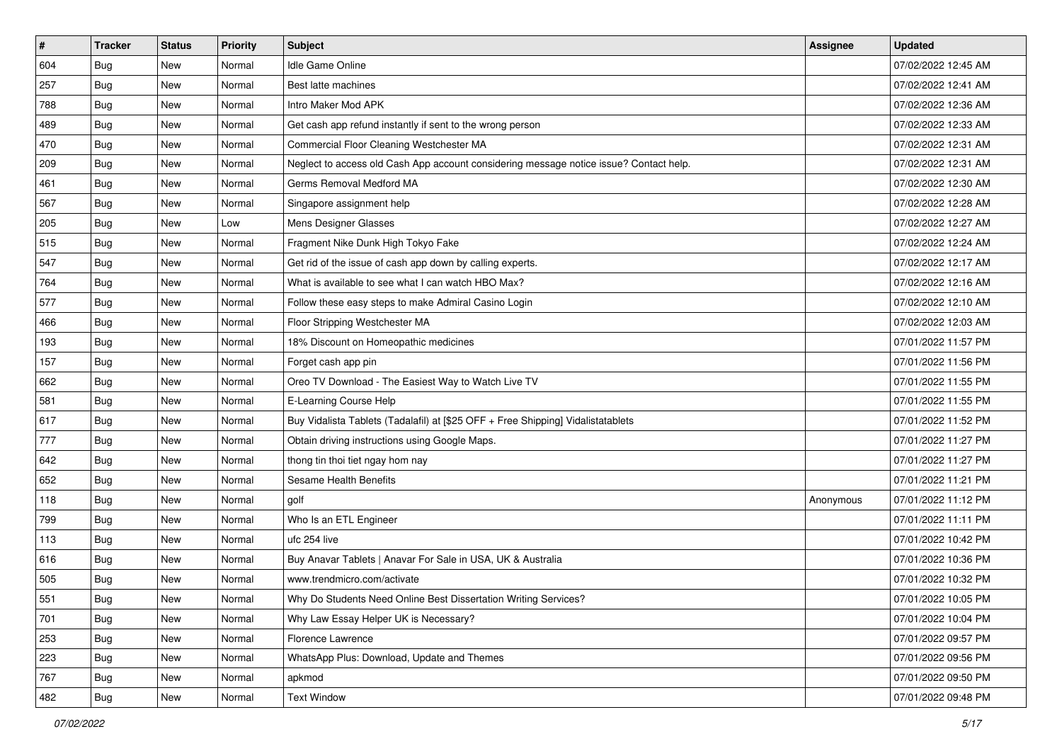| # | Tracker | Status | Priority | Subject | Assignee | Updated |
|---|---|---|---|---|---|---|
| 604 | Bug | New | Normal | Idle Game Online | | 07/02/2022 12:45 AM |
| 257 | Bug | New | Normal | Best latte machines | | 07/02/2022 12:41 AM |
| 788 | Bug | New | Normal | Intro Maker Mod APK | | 07/02/2022 12:36 AM |
| 489 | Bug | New | Normal | Get cash app refund instantly if sent to the wrong person | | 07/02/2022 12:33 AM |
| 470 | Bug | New | Normal | Commercial Floor Cleaning Westchester MA | | 07/02/2022 12:31 AM |
| 209 | Bug | New | Normal | Neglect to access old Cash App account considering message notice issue? Contact help. | | 07/02/2022 12:31 AM |
| 461 | Bug | New | Normal | Germs Removal Medford MA | | 07/02/2022 12:30 AM |
| 567 | Bug | New | Normal | Singapore assignment help | | 07/02/2022 12:28 AM |
| 205 | Bug | New | Low | Mens Designer Glasses | | 07/02/2022 12:27 AM |
| 515 | Bug | New | Normal | Fragment Nike Dunk High Tokyo Fake | | 07/02/2022 12:24 AM |
| 547 | Bug | New | Normal | Get rid of the issue of cash app down by calling experts. | | 07/02/2022 12:17 AM |
| 764 | Bug | New | Normal | What is available to see what I can watch HBO Max? | | 07/02/2022 12:16 AM |
| 577 | Bug | New | Normal | Follow these easy steps to make Admiral Casino Login | | 07/02/2022 12:10 AM |
| 466 | Bug | New | Normal | Floor Stripping Westchester MA | | 07/02/2022 12:03 AM |
| 193 | Bug | New | Normal | 18% Discount on Homeopathic medicines | | 07/01/2022 11:57 PM |
| 157 | Bug | New | Normal | Forget cash app pin | | 07/01/2022 11:56 PM |
| 662 | Bug | New | Normal | Oreo TV Download - The Easiest Way to Watch Live TV | | 07/01/2022 11:55 PM |
| 581 | Bug | New | Normal | E-Learning Course Help | | 07/01/2022 11:55 PM |
| 617 | Bug | New | Normal | Buy Vidalista Tablets (Tadalafil) at [$25 OFF + Free Shipping] Vidalistatablets | | 07/01/2022 11:52 PM |
| 777 | Bug | New | Normal | Obtain driving instructions using Google Maps. | | 07/01/2022 11:27 PM |
| 642 | Bug | New | Normal | thong tin thoi tiet ngay hom nay | | 07/01/2022 11:27 PM |
| 652 | Bug | New | Normal | Sesame Health Benefits | | 07/01/2022 11:21 PM |
| 118 | Bug | New | Normal | golf | Anonymous | 07/01/2022 11:12 PM |
| 799 | Bug | New | Normal | Who Is an ETL Engineer | | 07/01/2022 11:11 PM |
| 113 | Bug | New | Normal | ufc 254 live | | 07/01/2022 10:42 PM |
| 616 | Bug | New | Normal | Buy Anavar Tablets \| Anavar For Sale in USA, UK & Australia | | 07/01/2022 10:36 PM |
| 505 | Bug | New | Normal | www.trendmicro.com/activate | | 07/01/2022 10:32 PM |
| 551 | Bug | New | Normal | Why Do Students Need Online Best Dissertation Writing Services? | | 07/01/2022 10:05 PM |
| 701 | Bug | New | Normal | Why Law Essay Helper UK is Necessary? | | 07/01/2022 10:04 PM |
| 253 | Bug | New | Normal | Florence Lawrence | | 07/01/2022 09:57 PM |
| 223 | Bug | New | Normal | WhatsApp Plus: Download, Update and Themes | | 07/01/2022 09:56 PM |
| 767 | Bug | New | Normal | apkmod | | 07/01/2022 09:50 PM |
| 482 | Bug | New | Normal | Text Window | | 07/01/2022 09:48 PM |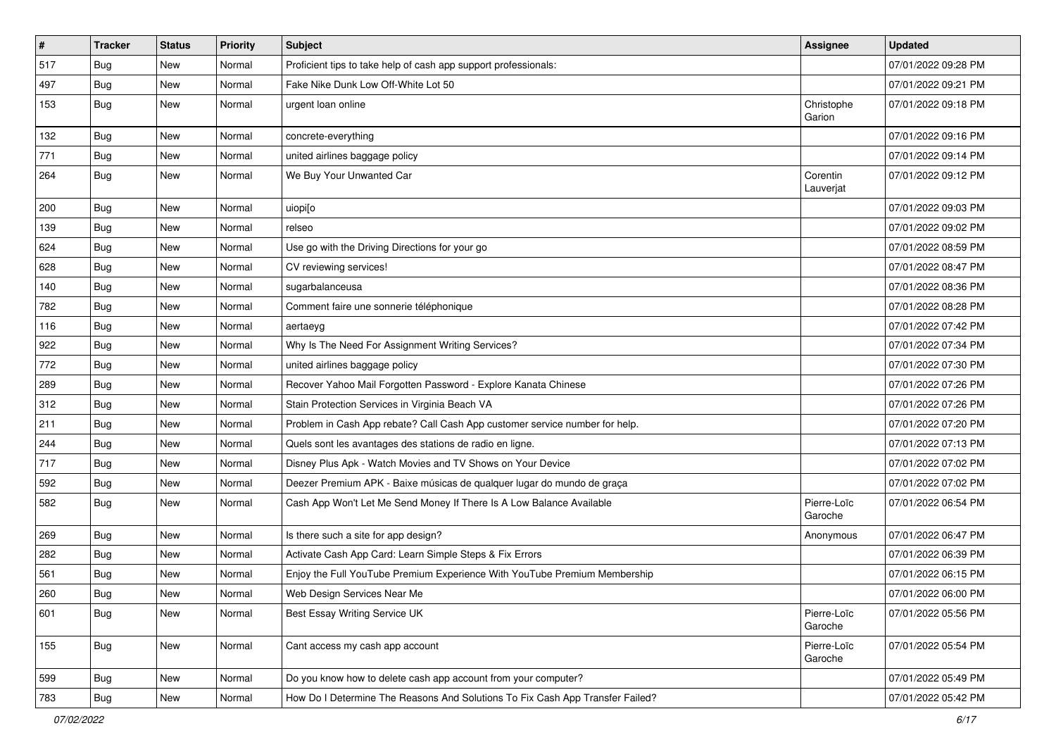| # | Tracker | Status | Priority | Subject | Assignee | Updated |
| --- | --- | --- | --- | --- | --- | --- |
| 517 | Bug | New | Normal | Proficient tips to take help of cash app support professionals: | | 07/01/2022 09:28 PM |
| 497 | Bug | New | Normal | Fake Nike Dunk Low Off-White Lot 50 | | 07/01/2022 09:21 PM |
| 153 | Bug | New | Normal | urgent loan online | Christophe Garion | 07/01/2022 09:18 PM |
| 132 | Bug | New | Normal | concrete-everything | | 07/01/2022 09:16 PM |
| 771 | Bug | New | Normal | united airlines baggage policy | | 07/01/2022 09:14 PM |
| 264 | Bug | New | Normal | We Buy Your Unwanted Car | Corentin Lauverjat | 07/01/2022 09:12 PM |
| 200 | Bug | New | Normal | uiopi[o | | 07/01/2022 09:03 PM |
| 139 | Bug | New | Normal | relseo | | 07/01/2022 09:02 PM |
| 624 | Bug | New | Normal | Use go with the Driving Directions for your go | | 07/01/2022 08:59 PM |
| 628 | Bug | New | Normal | CV reviewing services! | | 07/01/2022 08:47 PM |
| 140 | Bug | New | Normal | sugarbalanceusa | | 07/01/2022 08:36 PM |
| 782 | Bug | New | Normal | Comment faire une sonnerie téléphonique | | 07/01/2022 08:28 PM |
| 116 | Bug | New | Normal | aertaeyg | | 07/01/2022 07:42 PM |
| 922 | Bug | New | Normal | Why Is The Need For Assignment Writing Services? | | 07/01/2022 07:34 PM |
| 772 | Bug | New | Normal | united airlines baggage policy | | 07/01/2022 07:30 PM |
| 289 | Bug | New | Normal | Recover Yahoo Mail Forgotten Password - Explore Kanata Chinese | | 07/01/2022 07:26 PM |
| 312 | Bug | New | Normal | Stain Protection Services in Virginia Beach VA | | 07/01/2022 07:26 PM |
| 211 | Bug | New | Normal | Problem in Cash App rebate? Call Cash App customer service number for help. | | 07/01/2022 07:20 PM |
| 244 | Bug | New | Normal | Quels sont les avantages des stations de radio en ligne. | | 07/01/2022 07:13 PM |
| 717 | Bug | New | Normal | Disney Plus Apk - Watch Movies and TV Shows on Your Device | | 07/01/2022 07:02 PM |
| 592 | Bug | New | Normal | Deezer Premium APK - Baixe músicas de qualquer lugar do mundo de graça | | 07/01/2022 07:02 PM |
| 582 | Bug | New | Normal | Cash App Won't Let Me Send Money If There Is A Low Balance Available | Pierre-Loïc Garoche | 07/01/2022 06:54 PM |
| 269 | Bug | New | Normal | Is there such a site for app design? | Anonymous | 07/01/2022 06:47 PM |
| 282 | Bug | New | Normal | Activate Cash App Card: Learn Simple Steps & Fix Errors | | 07/01/2022 06:39 PM |
| 561 | Bug | New | Normal | Enjoy the Full YouTube Premium Experience With YouTube Premium Membership | | 07/01/2022 06:15 PM |
| 260 | Bug | New | Normal | Web Design Services Near Me | | 07/01/2022 06:00 PM |
| 601 | Bug | New | Normal | Best Essay Writing Service UK | Pierre-Loïc Garoche | 07/01/2022 05:56 PM |
| 155 | Bug | New | Normal | Cant access my cash app account | Pierre-Loïc Garoche | 07/01/2022 05:54 PM |
| 599 | Bug | New | Normal | Do you know how to delete cash app account from your computer? | | 07/01/2022 05:49 PM |
| 783 | Bug | New | Normal | How Do I Determine The Reasons And Solutions To Fix Cash App Transfer Failed? | | 07/01/2022 05:42 PM |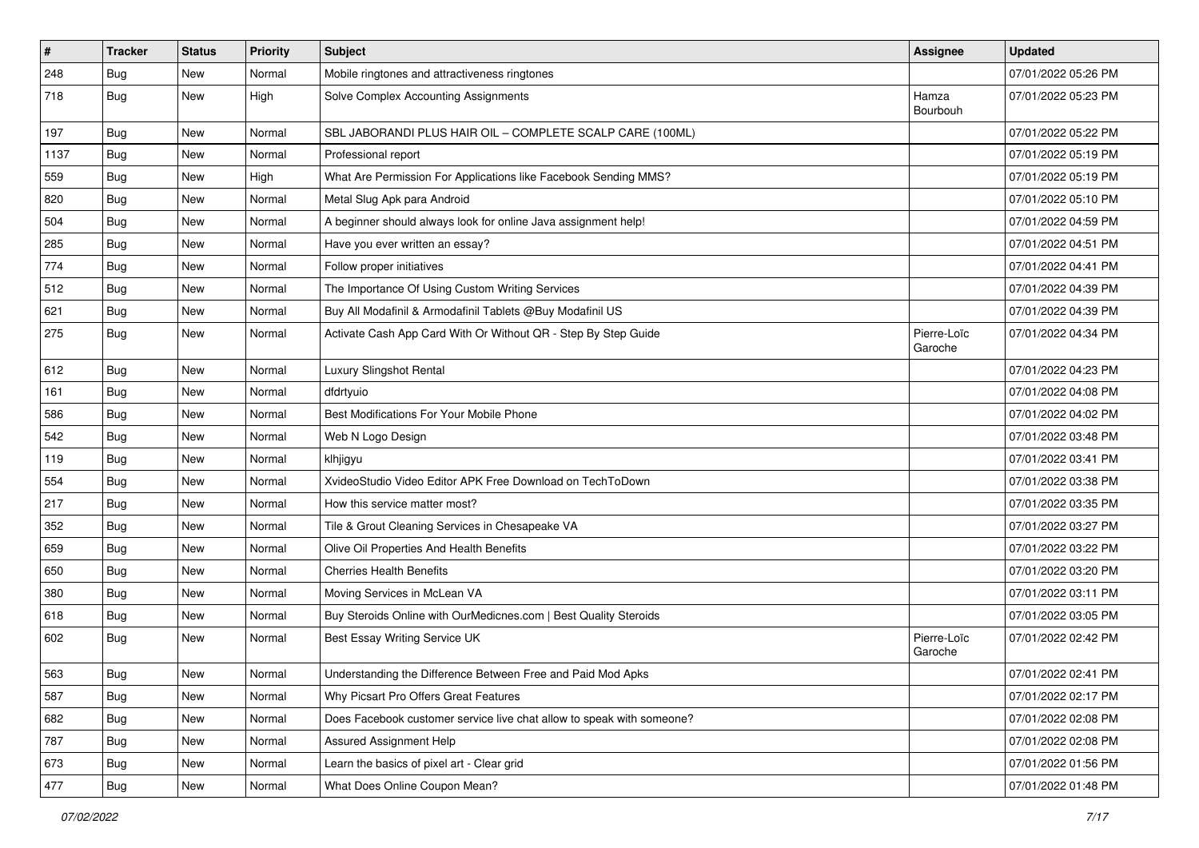| # | Tracker | Status | Priority | Subject | Assignee | Updated |
|---|---|---|---|---|---|---|
| 248 | Bug | New | Normal | Mobile ringtones and attractiveness ringtones | | 07/01/2022 05:26 PM |
| 718 | Bug | New | High | Solve Complex Accounting Assignments | Hamza Bourbouh | 07/01/2022 05:23 PM |
| 197 | Bug | New | Normal | SBL JABORANDI PLUS HAIR OIL – COMPLETE SCALP CARE (100ML) | | 07/01/2022 05:22 PM |
| 1137 | Bug | New | Normal | Professional report | | 07/01/2022 05:19 PM |
| 559 | Bug | New | High | What Are Permission For Applications like Facebook Sending MMS? | | 07/01/2022 05:19 PM |
| 820 | Bug | New | Normal | Metal Slug Apk para Android | | 07/01/2022 05:10 PM |
| 504 | Bug | New | Normal | A beginner should always look for online Java assignment help! | | 07/01/2022 04:59 PM |
| 285 | Bug | New | Normal | Have you ever written an essay? | | 07/01/2022 04:51 PM |
| 774 | Bug | New | Normal | Follow proper initiatives | | 07/01/2022 04:41 PM |
| 512 | Bug | New | Normal | The Importance Of Using Custom Writing Services | | 07/01/2022 04:39 PM |
| 621 | Bug | New | Normal | Buy All Modafinil & Armodafinil Tablets @Buy Modafinil US | | 07/01/2022 04:39 PM |
| 275 | Bug | New | Normal | Activate Cash App Card With Or Without QR - Step By Step Guide | Pierre-Loïc Garoche | 07/01/2022 04:34 PM |
| 612 | Bug | New | Normal | Luxury Slingshot Rental | | 07/01/2022 04:23 PM |
| 161 | Bug | New | Normal | dfdrtyuio | | 07/01/2022 04:08 PM |
| 586 | Bug | New | Normal | Best Modifications For Your Mobile Phone | | 07/01/2022 04:02 PM |
| 542 | Bug | New | Normal | Web N Logo Design | | 07/01/2022 03:48 PM |
| 119 | Bug | New | Normal | klhjigyu | | 07/01/2022 03:41 PM |
| 554 | Bug | New | Normal | XvideoStudio Video Editor APK Free Download on TechToDown | | 07/01/2022 03:38 PM |
| 217 | Bug | New | Normal | How this service matter most? | | 07/01/2022 03:35 PM |
| 352 | Bug | New | Normal | Tile & Grout Cleaning Services in Chesapeake VA | | 07/01/2022 03:27 PM |
| 659 | Bug | New | Normal | Olive Oil Properties And Health Benefits | | 07/01/2022 03:22 PM |
| 650 | Bug | New | Normal | Cherries Health Benefits | | 07/01/2022 03:20 PM |
| 380 | Bug | New | Normal | Moving Services in McLean VA | | 07/01/2022 03:11 PM |
| 618 | Bug | New | Normal | Buy Steroids Online with OurMedicnes.com \| Best Quality Steroids | | 07/01/2022 03:05 PM |
| 602 | Bug | New | Normal | Best Essay Writing Service UK | Pierre-Loïc Garoche | 07/01/2022 02:42 PM |
| 563 | Bug | New | Normal | Understanding the Difference Between Free and Paid Mod Apks | | 07/01/2022 02:41 PM |
| 587 | Bug | New | Normal | Why Picsart Pro Offers Great Features | | 07/01/2022 02:17 PM |
| 682 | Bug | New | Normal | Does Facebook customer service live chat allow to speak with someone? | | 07/01/2022 02:08 PM |
| 787 | Bug | New | Normal | Assured Assignment Help | | 07/01/2022 02:08 PM |
| 673 | Bug | New | Normal | Learn the basics of pixel art - Clear grid | | 07/01/2022 01:56 PM |
| 477 | Bug | New | Normal | What Does Online Coupon Mean? | | 07/01/2022 01:48 PM |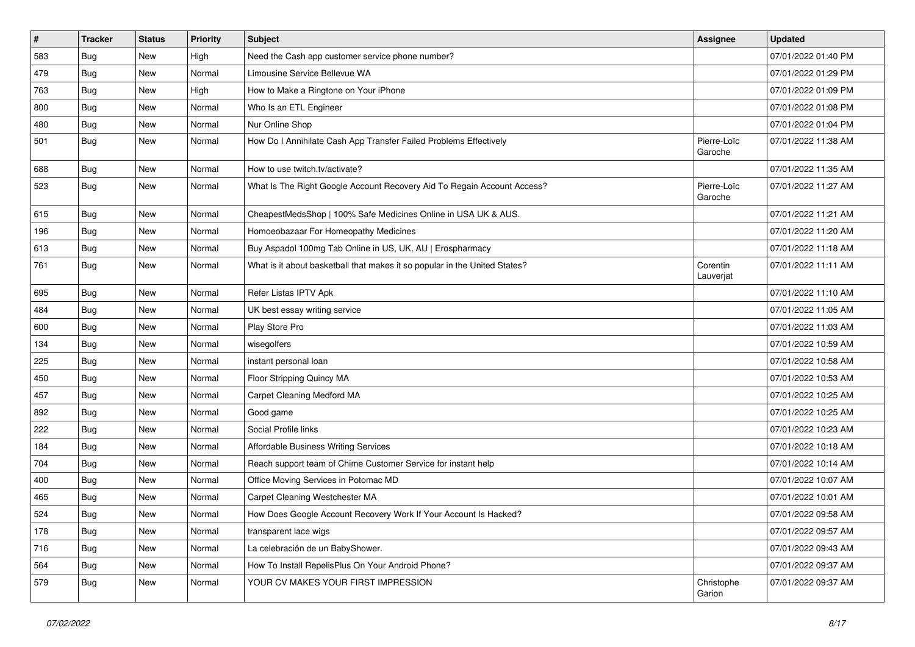| # | Tracker | Status | Priority | Subject | Assignee | Updated |
|---|---|---|---|---|---|---|
| 583 | Bug | New | High | Need the Cash app customer service phone number? | | 07/01/2022 01:40 PM |
| 479 | Bug | New | Normal | Limousine Service Bellevue WA | | 07/01/2022 01:29 PM |
| 763 | Bug | New | High | How to Make a Ringtone on Your iPhone | | 07/01/2022 01:09 PM |
| 800 | Bug | New | Normal | Who Is an ETL Engineer | | 07/01/2022 01:08 PM |
| 480 | Bug | New | Normal | Nur Online Shop | | 07/01/2022 01:04 PM |
| 501 | Bug | New | Normal | How Do I Annihilate Cash App Transfer Failed Problems Effectively | Pierre-Loïc Garoche | 07/01/2022 11:38 AM |
| 688 | Bug | New | Normal | How to use twitch.tv/activate? | | 07/01/2022 11:35 AM |
| 523 | Bug | New | Normal | What Is The Right Google Account Recovery Aid To Regain Account Access? | Pierre-Loïc Garoche | 07/01/2022 11:27 AM |
| 615 | Bug | New | Normal | CheapestMedsShop \| 100% Safe Medicines Online in USA UK & AUS. | | 07/01/2022 11:21 AM |
| 196 | Bug | New | Normal | Homoeobazaar For Homeopathy Medicines | | 07/01/2022 11:20 AM |
| 613 | Bug | New | Normal | Buy Aspadol 100mg Tab Online in US, UK, AU \| Erospharmacy | | 07/01/2022 11:18 AM |
| 761 | Bug | New | Normal | What is it about basketball that makes it so popular in the United States? | Corentin Lauverjat | 07/01/2022 11:11 AM |
| 695 | Bug | New | Normal | Refer Listas IPTV Apk | | 07/01/2022 11:10 AM |
| 484 | Bug | New | Normal | UK best essay writing service | | 07/01/2022 11:05 AM |
| 600 | Bug | New | Normal | Play Store Pro | | 07/01/2022 11:03 AM |
| 134 | Bug | New | Normal | wisegolfers | | 07/01/2022 10:59 AM |
| 225 | Bug | New | Normal | instant personal loan | | 07/01/2022 10:58 AM |
| 450 | Bug | New | Normal | Floor Stripping Quincy MA | | 07/01/2022 10:53 AM |
| 457 | Bug | New | Normal | Carpet Cleaning Medford MA | | 07/01/2022 10:25 AM |
| 892 | Bug | New | Normal | Good game | | 07/01/2022 10:25 AM |
| 222 | Bug | New | Normal | Social Profile links | | 07/01/2022 10:23 AM |
| 184 | Bug | New | Normal | Affordable Business Writing Services | | 07/01/2022 10:18 AM |
| 704 | Bug | New | Normal | Reach support team of Chime Customer Service for instant help | | 07/01/2022 10:14 AM |
| 400 | Bug | New | Normal | Office Moving Services in Potomac MD | | 07/01/2022 10:07 AM |
| 465 | Bug | New | Normal | Carpet Cleaning Westchester MA | | 07/01/2022 10:01 AM |
| 524 | Bug | New | Normal | How Does Google Account Recovery Work If Your Account Is Hacked? | | 07/01/2022 09:58 AM |
| 178 | Bug | New | Normal | transparent lace wigs | | 07/01/2022 09:57 AM |
| 716 | Bug | New | Normal | La celebración de un BabyShower. | | 07/01/2022 09:43 AM |
| 564 | Bug | New | Normal | How To Install RepelisPlus On Your Android Phone? | | 07/01/2022 09:37 AM |
| 579 | Bug | New | Normal | YOUR CV MAKES YOUR FIRST IMPRESSION | Christophe Garion | 07/01/2022 09:37 AM |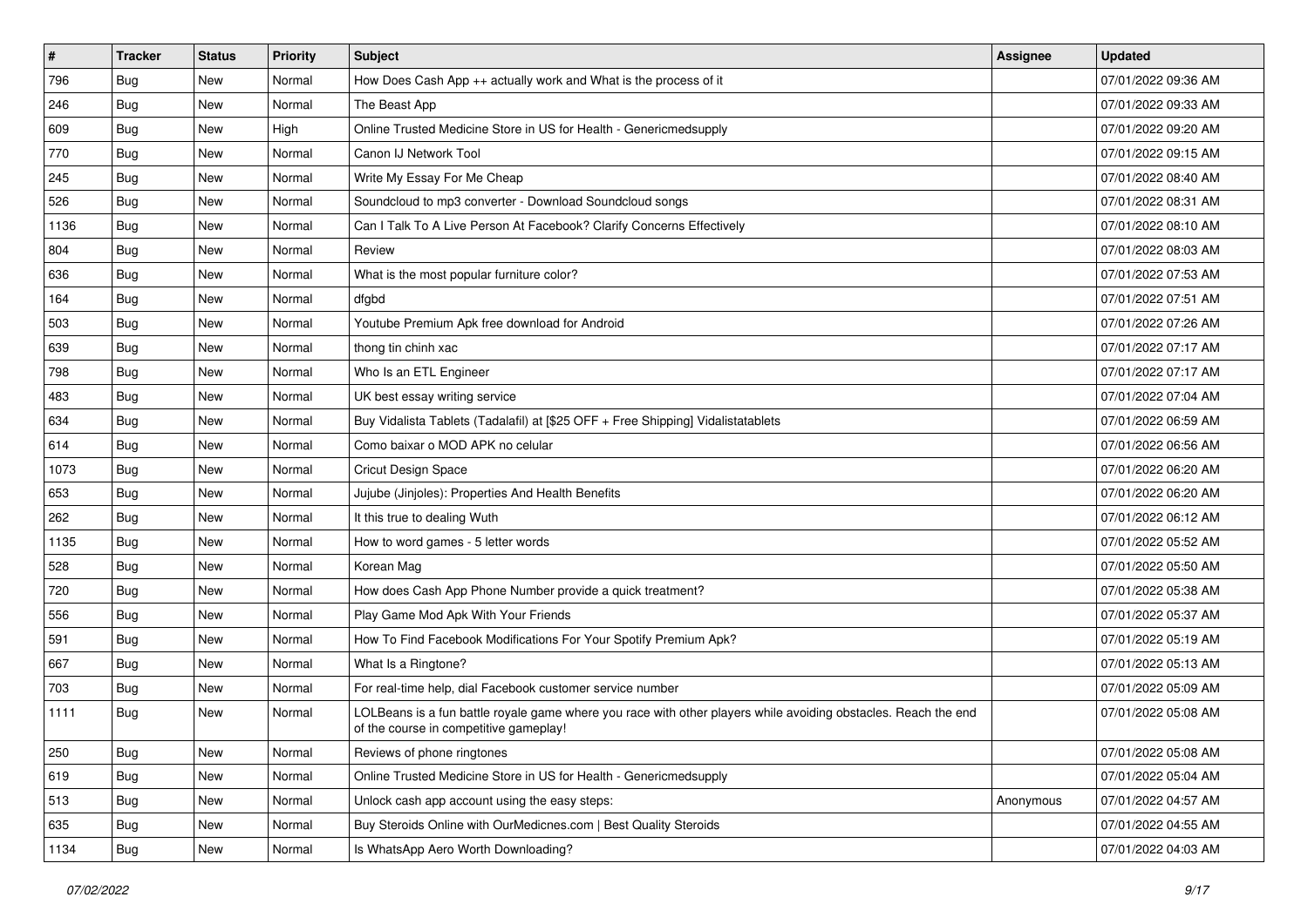| # | Tracker | Status | Priority | Subject | Assignee | Updated |
|---|---|---|---|---|---|---|
| 796 | Bug | New | Normal | How Does Cash App ++ actually work and What is the process of it | | 07/01/2022 09:36 AM |
| 246 | Bug | New | Normal | The Beast App | | 07/01/2022 09:33 AM |
| 609 | Bug | New | High | Online Trusted Medicine Store in US for Health - Genericmedsupply | | 07/01/2022 09:20 AM |
| 770 | Bug | New | Normal | Canon IJ Network Tool | | 07/01/2022 09:15 AM |
| 245 | Bug | New | Normal | Write My Essay For Me Cheap | | 07/01/2022 08:40 AM |
| 526 | Bug | New | Normal | Soundcloud to mp3 converter - Download Soundcloud songs | | 07/01/2022 08:31 AM |
| 1136 | Bug | New | Normal | Can I Talk To A Live Person At Facebook? Clarify Concerns Effectively | | 07/01/2022 08:10 AM |
| 804 | Bug | New | Normal | Review | | 07/01/2022 08:03 AM |
| 636 | Bug | New | Normal | What is the most popular furniture color? | | 07/01/2022 07:53 AM |
| 164 | Bug | New | Normal | dfgbd | | 07/01/2022 07:51 AM |
| 503 | Bug | New | Normal | Youtube Premium Apk free download for Android | | 07/01/2022 07:26 AM |
| 639 | Bug | New | Normal | thong tin chinh xac | | 07/01/2022 07:17 AM |
| 798 | Bug | New | Normal | Who Is an ETL Engineer | | 07/01/2022 07:17 AM |
| 483 | Bug | New | Normal | UK best essay writing service | | 07/01/2022 07:04 AM |
| 634 | Bug | New | Normal | Buy Vidalista Tablets (Tadalafil) at [$25 OFF + Free Shipping] Vidalistatablets | | 07/01/2022 06:59 AM |
| 614 | Bug | New | Normal | Como baixar o MOD APK no celular | | 07/01/2022 06:56 AM |
| 1073 | Bug | New | Normal | Cricut Design Space | | 07/01/2022 06:20 AM |
| 653 | Bug | New | Normal | Jujube (Jinjoles): Properties And Health Benefits | | 07/01/2022 06:20 AM |
| 262 | Bug | New | Normal | It this true to dealing Wuth | | 07/01/2022 06:12 AM |
| 1135 | Bug | New | Normal | How to word games - 5 letter words | | 07/01/2022 05:52 AM |
| 528 | Bug | New | Normal | Korean Mag | | 07/01/2022 05:50 AM |
| 720 | Bug | New | Normal | How does Cash App Phone Number provide a quick treatment? | | 07/01/2022 05:38 AM |
| 556 | Bug | New | Normal | Play Game Mod Apk With Your Friends | | 07/01/2022 05:37 AM |
| 591 | Bug | New | Normal | How To Find Facebook Modifications For Your Spotify Premium Apk? | | 07/01/2022 05:19 AM |
| 667 | Bug | New | Normal | What Is a Ringtone? | | 07/01/2022 05:13 AM |
| 703 | Bug | New | Normal | For real-time help, dial Facebook customer service number | | 07/01/2022 05:09 AM |
| 1111 | Bug | New | Normal | LOLBeans is a fun battle royale game where you race with other players while avoiding obstacles. Reach the end of the course in competitive gameplay! | | 07/01/2022 05:08 AM |
| 250 | Bug | New | Normal | Reviews of phone ringtones | | 07/01/2022 05:08 AM |
| 619 | Bug | New | Normal | Online Trusted Medicine Store in US for Health - Genericmedsupply | | 07/01/2022 05:04 AM |
| 513 | Bug | New | Normal | Unlock cash app account using the easy steps: | Anonymous | 07/01/2022 04:57 AM |
| 635 | Bug | New | Normal | Buy Steroids Online with OurMedicnes.com \| Best Quality Steroids | | 07/01/2022 04:55 AM |
| 1134 | Bug | New | Normal | Is WhatsApp Aero Worth Downloading? | | 07/01/2022 04:03 AM |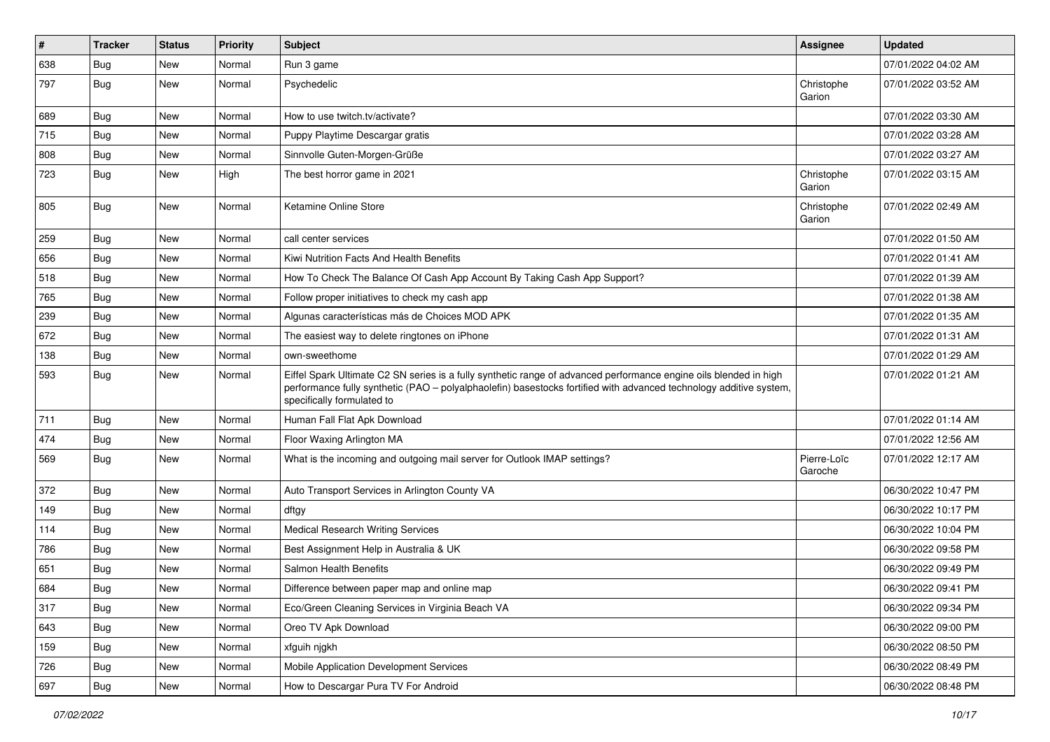| # | Tracker | Status | Priority | Subject | Assignee | Updated |
|---|---|---|---|---|---|---|
| 638 | Bug | New | Normal | Run 3 game | | 07/01/2022 04:02 AM |
| 797 | Bug | New | Normal | Psychedelic | Christophe Garion | 07/01/2022 03:52 AM |
| 689 | Bug | New | Normal | How to use twitch.tv/activate? | | 07/01/2022 03:30 AM |
| 715 | Bug | New | Normal | Puppy Playtime Descargar gratis | | 07/01/2022 03:28 AM |
| 808 | Bug | New | Normal | Sinnvolle Guten-Morgen-Grüße | | 07/01/2022 03:27 AM |
| 723 | Bug | New | High | The best horror game in 2021 | Christophe Garion | 07/01/2022 03:15 AM |
| 805 | Bug | New | Normal | Ketamine Online Store | Christophe Garion | 07/01/2022 02:49 AM |
| 259 | Bug | New | Normal | call center services | | 07/01/2022 01:50 AM |
| 656 | Bug | New | Normal | Kiwi Nutrition Facts And Health Benefits | | 07/01/2022 01:41 AM |
| 518 | Bug | New | Normal | How To Check The Balance Of Cash App Account By Taking Cash App Support? | | 07/01/2022 01:39 AM |
| 765 | Bug | New | Normal | Follow proper initiatives to check my cash app | | 07/01/2022 01:38 AM |
| 239 | Bug | New | Normal | Algunas características más de Choices MOD APK | | 07/01/2022 01:35 AM |
| 672 | Bug | New | Normal | The easiest way to delete ringtones on iPhone | | 07/01/2022 01:31 AM |
| 138 | Bug | New | Normal | own-sweethome | | 07/01/2022 01:29 AM |
| 593 | Bug | New | Normal | Eiffel Spark Ultimate C2 SN series is a fully synthetic range of advanced performance engine oils blended in high performance fully synthetic (PAO – polyalphaolefin) basestocks fortified with advanced technology additive system, specifically formulated to | | 07/01/2022 01:21 AM |
| 711 | Bug | New | Normal | Human Fall Flat Apk Download | | 07/01/2022 01:14 AM |
| 474 | Bug | New | Normal | Floor Waxing Arlington MA | | 07/01/2022 12:56 AM |
| 569 | Bug | New | Normal | What is the incoming and outgoing mail server for Outlook IMAP settings? | Pierre-Loïc Garoche | 07/01/2022 12:17 AM |
| 372 | Bug | New | Normal | Auto Transport Services in Arlington County VA | | 06/30/2022 10:47 PM |
| 149 | Bug | New | Normal | dftgy | | 06/30/2022 10:17 PM |
| 114 | Bug | New | Normal | Medical Research Writing Services | | 06/30/2022 10:04 PM |
| 786 | Bug | New | Normal | Best Assignment Help in Australia & UK | | 06/30/2022 09:58 PM |
| 651 | Bug | New | Normal | Salmon Health Benefits | | 06/30/2022 09:49 PM |
| 684 | Bug | New | Normal | Difference between paper map and online map | | 06/30/2022 09:41 PM |
| 317 | Bug | New | Normal | Eco/Green Cleaning Services in Virginia Beach VA | | 06/30/2022 09:34 PM |
| 643 | Bug | New | Normal | Oreo TV Apk Download | | 06/30/2022 09:00 PM |
| 159 | Bug | New | Normal | xfguih njgkh | | 06/30/2022 08:50 PM |
| 726 | Bug | New | Normal | Mobile Application Development Services | | 06/30/2022 08:49 PM |
| 697 | Bug | New | Normal | How to Descargar Pura TV For Android | | 06/30/2022 08:48 PM |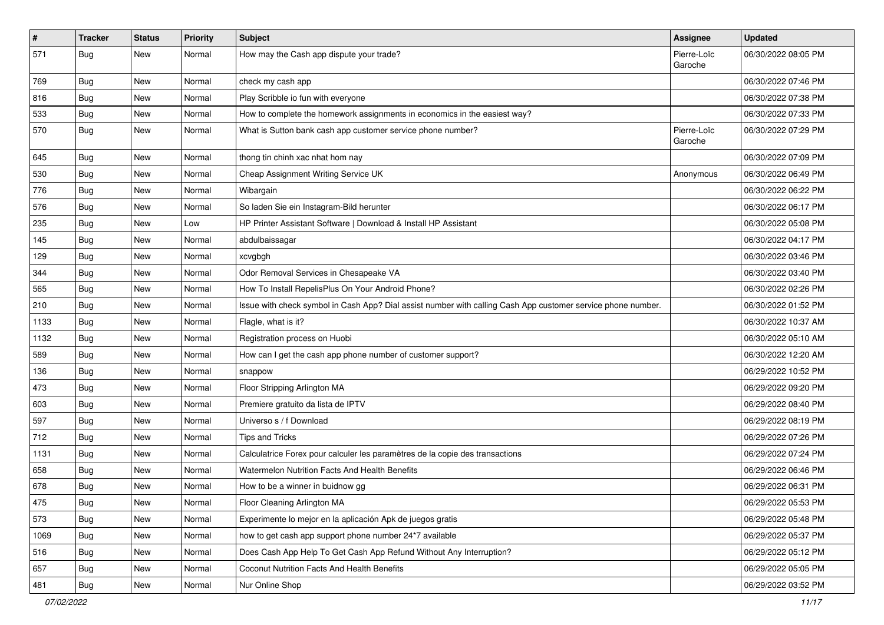| # | Tracker | Status | Priority | Subject | Assignee | Updated |
|---|---|---|---|---|---|---|
| 571 | Bug | New | Normal | How may the Cash app dispute your trade? | Pierre-Loïc Garoche | 06/30/2022 08:05 PM |
| 769 | Bug | New | Normal | check my cash app |  | 06/30/2022 07:46 PM |
| 816 | Bug | New | Normal | Play Scribble io fun with everyone |  | 06/30/2022 07:38 PM |
| 533 | Bug | New | Normal | How to complete the homework assignments in economics in the easiest way? |  | 06/30/2022 07:33 PM |
| 570 | Bug | New | Normal | What is Sutton bank cash app customer service phone number? | Pierre-Loïc Garoche | 06/30/2022 07:29 PM |
| 645 | Bug | New | Normal | thong tin chinh xac nhat hom nay |  | 06/30/2022 07:09 PM |
| 530 | Bug | New | Normal | Cheap Assignment Writing Service UK | Anonymous | 06/30/2022 06:49 PM |
| 776 | Bug | New | Normal | Wibargain |  | 06/30/2022 06:22 PM |
| 576 | Bug | New | Normal | So laden Sie ein Instagram-Bild herunter |  | 06/30/2022 06:17 PM |
| 235 | Bug | New | Low | HP Printer Assistant Software \| Download & Install HP Assistant |  | 06/30/2022 05:08 PM |
| 145 | Bug | New | Normal | abdulbaissagar |  | 06/30/2022 04:17 PM |
| 129 | Bug | New | Normal | xcvgbgh |  | 06/30/2022 03:46 PM |
| 344 | Bug | New | Normal | Odor Removal Services in Chesapeake VA |  | 06/30/2022 03:40 PM |
| 565 | Bug | New | Normal | How To Install RepelisPlus On Your Android Phone? |  | 06/30/2022 02:26 PM |
| 210 | Bug | New | Normal | Issue with check symbol in Cash App? Dial assist number with calling Cash App customer service phone number. |  | 06/30/2022 01:52 PM |
| 1133 | Bug | New | Normal | Flagle, what is it? |  | 06/30/2022 10:37 AM |
| 1132 | Bug | New | Normal | Registration process on Huobi |  | 06/30/2022 05:10 AM |
| 589 | Bug | New | Normal | How can I get the cash app phone number of customer support? |  | 06/30/2022 12:20 AM |
| 136 | Bug | New | Normal | snappow |  | 06/29/2022 10:52 PM |
| 473 | Bug | New | Normal | Floor Stripping Arlington MA |  | 06/29/2022 09:20 PM |
| 603 | Bug | New | Normal | Premiere gratuito da lista de IPTV |  | 06/29/2022 08:40 PM |
| 597 | Bug | New | Normal | Universo s / f Download |  | 06/29/2022 08:19 PM |
| 712 | Bug | New | Normal | Tips and Tricks |  | 06/29/2022 07:26 PM |
| 1131 | Bug | New | Normal | Calculatrice Forex pour calculer les paramètres de la copie des transactions |  | 06/29/2022 07:24 PM |
| 658 | Bug | New | Normal | Watermelon Nutrition Facts And Health Benefits |  | 06/29/2022 06:46 PM |
| 678 | Bug | New | Normal | How to be a winner in buidnow gg |  | 06/29/2022 06:31 PM |
| 475 | Bug | New | Normal | Floor Cleaning Arlington MA |  | 06/29/2022 05:53 PM |
| 573 | Bug | New | Normal | Experimente lo mejor en la aplicación Apk de juegos gratis |  | 06/29/2022 05:48 PM |
| 1069 | Bug | New | Normal | how to get cash app support phone number 24*7 available |  | 06/29/2022 05:37 PM |
| 516 | Bug | New | Normal | Does Cash App Help To Get Cash App Refund Without Any Interruption? |  | 06/29/2022 05:12 PM |
| 657 | Bug | New | Normal | Coconut Nutrition Facts And Health Benefits |  | 06/29/2022 05:05 PM |
| 481 | Bug | New | Normal | Nur Online Shop |  | 06/29/2022 03:52 PM |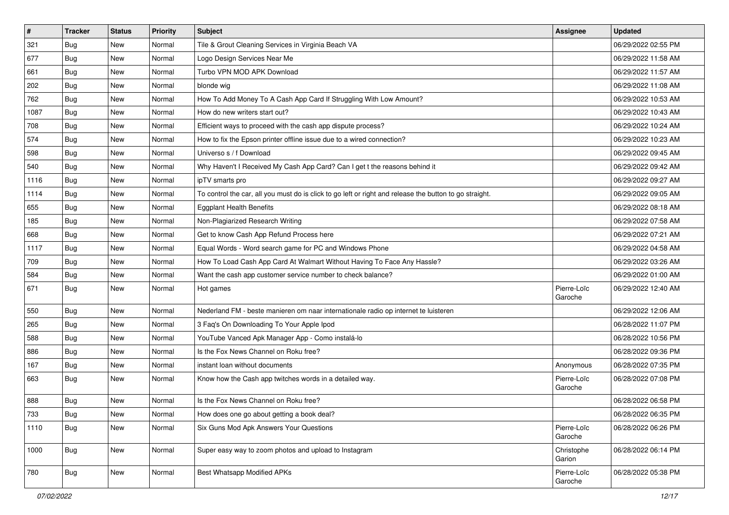| # | Tracker | Status | Priority | Subject | Assignee | Updated |
|---|---|---|---|---|---|---|
| 321 | Bug | New | Normal | Tile & Grout Cleaning Services in Virginia Beach VA | | 06/29/2022 02:55 PM |
| 677 | Bug | New | Normal | Logo Design Services Near Me | | 06/29/2022 11:58 AM |
| 661 | Bug | New | Normal | Turbo VPN MOD APK Download | | 06/29/2022 11:57 AM |
| 202 | Bug | New | Normal | blonde wig | | 06/29/2022 11:08 AM |
| 762 | Bug | New | Normal | How To Add Money To A Cash App Card If Struggling With Low Amount? | | 06/29/2022 10:53 AM |
| 1087 | Bug | New | Normal | How do new writers start out? | | 06/29/2022 10:43 AM |
| 708 | Bug | New | Normal | Efficient ways to proceed with the cash app dispute process? | | 06/29/2022 10:24 AM |
| 574 | Bug | New | Normal | How to fix the Epson printer offline issue due to a wired connection? | | 06/29/2022 10:23 AM |
| 598 | Bug | New | Normal | Universo s / f Download | | 06/29/2022 09:45 AM |
| 540 | Bug | New | Normal | Why Haven't I Received My Cash App Card? Can I get t the reasons behind it | | 06/29/2022 09:42 AM |
| 1116 | Bug | New | Normal | ipTV smarts pro | | 06/29/2022 09:27 AM |
| 1114 | Bug | New | Normal | To control the car, all you must do is click to go left or right and release the button to go straight. | | 06/29/2022 09:05 AM |
| 655 | Bug | New | Normal | Eggplant Health Benefits | | 06/29/2022 08:18 AM |
| 185 | Bug | New | Normal | Non-Plagiarized Research Writing | | 06/29/2022 07:58 AM |
| 668 | Bug | New | Normal | Get to know Cash App Refund Process here | | 06/29/2022 07:21 AM |
| 1117 | Bug | New | Normal | Equal Words - Word search game for PC and Windows Phone | | 06/29/2022 04:58 AM |
| 709 | Bug | New | Normal | How To Load Cash App Card At Walmart Without Having To Face Any Hassle? | | 06/29/2022 03:26 AM |
| 584 | Bug | New | Normal | Want the cash app customer service number to check balance? | | 06/29/2022 01:00 AM |
| 671 | Bug | New | Normal | Hot games | Pierre-Loïc Garoche | 06/29/2022 12:40 AM |
| 550 | Bug | New | Normal | Nederland FM - beste manieren om naar internationale radio op internet te luisteren | | 06/29/2022 12:06 AM |
| 265 | Bug | New | Normal | 3 Faq's On Downloading To Your Apple Ipod | | 06/28/2022 11:07 PM |
| 588 | Bug | New | Normal | YouTube Vanced Apk Manager App - Como instalá-lo | | 06/28/2022 10:56 PM |
| 886 | Bug | New | Normal | Is the Fox News Channel on Roku free? | | 06/28/2022 09:36 PM |
| 167 | Bug | New | Normal | instant loan without documents | Anonymous | 06/28/2022 07:35 PM |
| 663 | Bug | New | Normal | Know how the Cash app twitches words in a detailed way. | Pierre-Loïc Garoche | 06/28/2022 07:08 PM |
| 888 | Bug | New | Normal | Is the Fox News Channel on Roku free? | | 06/28/2022 06:58 PM |
| 733 | Bug | New | Normal | How does one go about getting a book deal? | | 06/28/2022 06:35 PM |
| 1110 | Bug | New | Normal | Six Guns Mod Apk Answers Your Questions | Pierre-Loïc Garoche | 06/28/2022 06:26 PM |
| 1000 | Bug | New | Normal | Super easy way to zoom photos and upload to Instagram | Christophe Garion | 06/28/2022 06:14 PM |
| 780 | Bug | New | Normal | Best Whatsapp Modified APKs | Pierre-Loïc Garoche | 06/28/2022 05:38 PM |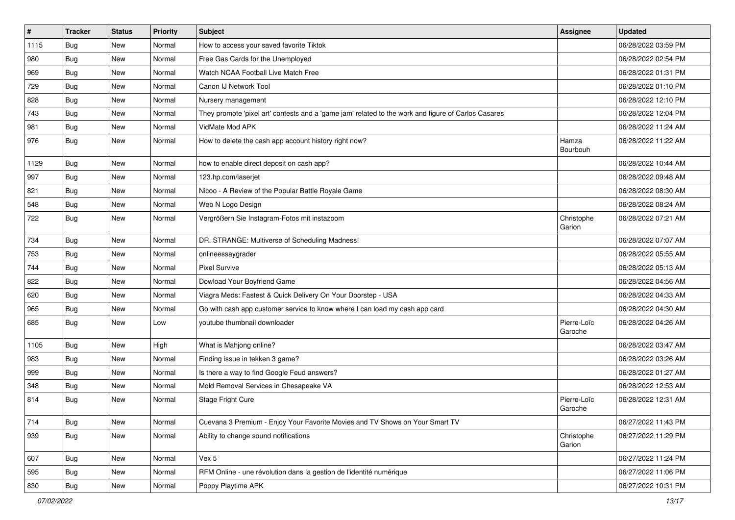| # | Tracker | Status | Priority | Subject | Assignee | Updated |
|---|---|---|---|---|---|---|
| 1115 | Bug | New | Normal | How to access your saved favorite Tiktok | | 06/28/2022 03:59 PM |
| 980 | Bug | New | Normal | Free Gas Cards for the Unemployed | | 06/28/2022 02:54 PM |
| 969 | Bug | New | Normal | Watch NCAA Football Live Match Free | | 06/28/2022 01:31 PM |
| 729 | Bug | New | Normal | Canon IJ Network Tool | | 06/28/2022 01:10 PM |
| 828 | Bug | New | Normal | Nursery management | | 06/28/2022 12:10 PM |
| 743 | Bug | New | Normal | They promote 'pixel art' contests and a 'game jam' related to the work and figure of Carlos Casares | | 06/28/2022 12:04 PM |
| 981 | Bug | New | Normal | VidMate Mod APK | | 06/28/2022 11:24 AM |
| 976 | Bug | New | Normal | How to delete the cash app account history right now? | Hamza Bourbouh | 06/28/2022 11:22 AM |
| 1129 | Bug | New | Normal | how to enable direct deposit on cash app? | | 06/28/2022 10:44 AM |
| 997 | Bug | New | Normal | 123.hp.com/laserjet | | 06/28/2022 09:48 AM |
| 821 | Bug | New | Normal | Nicoo - A Review of the Popular Battle Royale Game | | 06/28/2022 08:30 AM |
| 548 | Bug | New | Normal | Web N Logo Design | | 06/28/2022 08:24 AM |
| 722 | Bug | New | Normal | Vergrößern Sie Instagram-Fotos mit instazoom | Christophe Garion | 06/28/2022 07:21 AM |
| 734 | Bug | New | Normal | DR. STRANGE: Multiverse of Scheduling Madness! | | 06/28/2022 07:07 AM |
| 753 | Bug | New | Normal | onlineessaygrader | | 06/28/2022 05:55 AM |
| 744 | Bug | New | Normal | Pixel Survive | | 06/28/2022 05:13 AM |
| 822 | Bug | New | Normal | Dowload Your Boyfriend Game | | 06/28/2022 04:56 AM |
| 620 | Bug | New | Normal | Viagra Meds: Fastest & Quick Delivery On Your Doorstep - USA | | 06/28/2022 04:33 AM |
| 965 | Bug | New | Normal | Go with cash app customer service to know where I can load my cash app card | | 06/28/2022 04:30 AM |
| 685 | Bug | New | Low | youtube thumbnail downloader | Pierre-Loïc Garoche | 06/28/2022 04:26 AM |
| 1105 | Bug | New | High | What is Mahjong online? | | 06/28/2022 03:47 AM |
| 983 | Bug | New | Normal | Finding issue in tekken 3 game? | | 06/28/2022 03:26 AM |
| 999 | Bug | New | Normal | Is there a way to find Google Feud answers? | | 06/28/2022 01:27 AM |
| 348 | Bug | New | Normal | Mold Removal Services in Chesapeake VA | | 06/28/2022 12:53 AM |
| 814 | Bug | New | Normal | Stage Fright Cure | Pierre-Loïc Garoche | 06/28/2022 12:31 AM |
| 714 | Bug | New | Normal | Cuevana 3 Premium - Enjoy Your Favorite Movies and TV Shows on Your Smart TV | | 06/27/2022 11:43 PM |
| 939 | Bug | New | Normal | Ability to change sound notifications | Christophe Garion | 06/27/2022 11:29 PM |
| 607 | Bug | New | Normal | Vex 5 | | 06/27/2022 11:24 PM |
| 595 | Bug | New | Normal | RFM Online - une révolution dans la gestion de l'identité numérique | | 06/27/2022 11:06 PM |
| 830 | Bug | New | Normal | Poppy Playtime APK | | 06/27/2022 10:31 PM |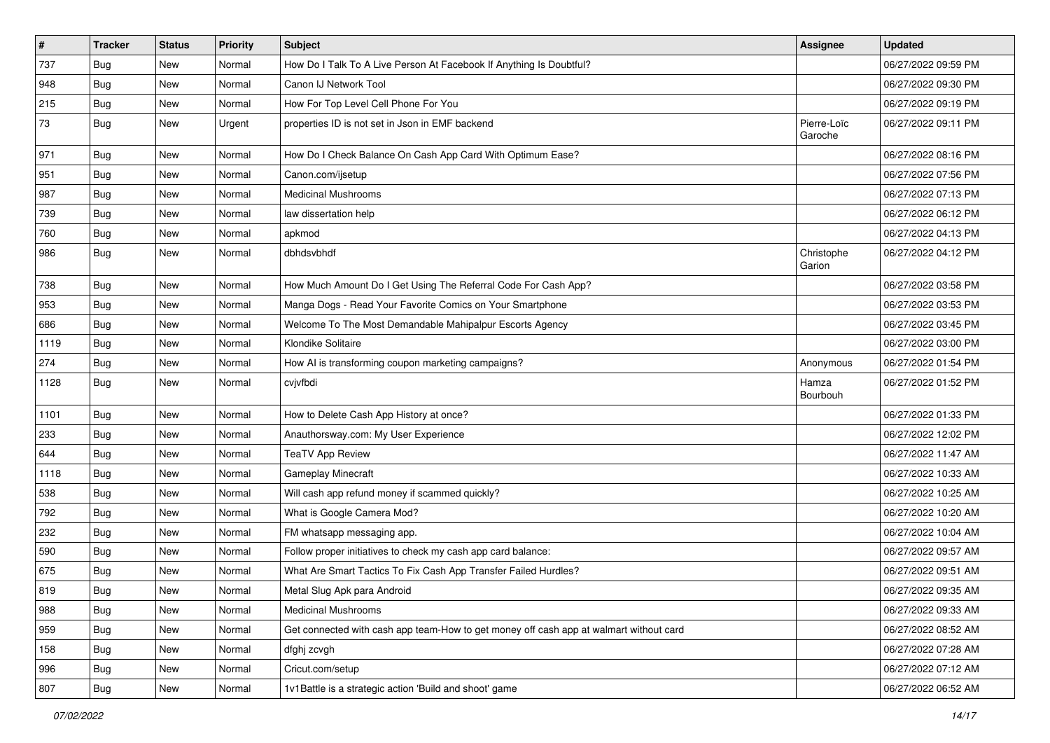| # | Tracker | Status | Priority | Subject | Assignee | Updated |
|---|---|---|---|---|---|---|
| 737 | Bug | New | Normal | How Do I Talk To A Live Person At Facebook If Anything Is Doubtful? | | 06/27/2022 09:59 PM |
| 948 | Bug | New | Normal | Canon IJ Network Tool | | 06/27/2022 09:30 PM |
| 215 | Bug | New | Normal | How For Top Level Cell Phone For You | | 06/27/2022 09:19 PM |
| 73 | Bug | New | Urgent | properties ID is not set in Json in EMF backend | Pierre-Loïc Garoche | 06/27/2022 09:11 PM |
| 971 | Bug | New | Normal | How Do I Check Balance On Cash App Card With Optimum Ease? | | 06/27/2022 08:16 PM |
| 951 | Bug | New | Normal | Canon.com/ijsetup | | 06/27/2022 07:56 PM |
| 987 | Bug | New | Normal | Medicinal Mushrooms | | 06/27/2022 07:13 PM |
| 739 | Bug | New | Normal | law dissertation help | | 06/27/2022 06:12 PM |
| 760 | Bug | New | Normal | apkmod | | 06/27/2022 04:13 PM |
| 986 | Bug | New | Normal | dbhdsvbhdf | Christophe Garion | 06/27/2022 04:12 PM |
| 738 | Bug | New | Normal | How Much Amount Do I Get Using The Referral Code For Cash App? | | 06/27/2022 03:58 PM |
| 953 | Bug | New | Normal | Manga Dogs - Read Your Favorite Comics on Your Smartphone | | 06/27/2022 03:53 PM |
| 686 | Bug | New | Normal | Welcome To The Most Demandable Mahipalpur Escorts Agency | | 06/27/2022 03:45 PM |
| 1119 | Bug | New | Normal | Klondike Solitaire | | 06/27/2022 03:00 PM |
| 274 | Bug | New | Normal | How AI is transforming coupon marketing campaigns? | Anonymous | 06/27/2022 01:54 PM |
| 1128 | Bug | New | Normal | cvjvfbdi | Hamza Bourbouh | 06/27/2022 01:52 PM |
| 1101 | Bug | New | Normal | How to Delete Cash App History at once? | | 06/27/2022 01:33 PM |
| 233 | Bug | New | Normal | Anauthorsway.com: My User Experience | | 06/27/2022 12:02 PM |
| 644 | Bug | New | Normal | TeaTV App Review | | 06/27/2022 11:47 AM |
| 1118 | Bug | New | Normal | Gameplay Minecraft | | 06/27/2022 10:33 AM |
| 538 | Bug | New | Normal | Will cash app refund money if scammed quickly? | | 06/27/2022 10:25 AM |
| 792 | Bug | New | Normal | What is Google Camera Mod? | | 06/27/2022 10:20 AM |
| 232 | Bug | New | Normal | FM whatsapp messaging app. | | 06/27/2022 10:04 AM |
| 590 | Bug | New | Normal | Follow proper initiatives to check my cash app card balance: | | 06/27/2022 09:57 AM |
| 675 | Bug | New | Normal | What Are Smart Tactics To Fix Cash App Transfer Failed Hurdles? | | 06/27/2022 09:51 AM |
| 819 | Bug | New | Normal | Metal Slug Apk para Android | | 06/27/2022 09:35 AM |
| 988 | Bug | New | Normal | Medicinal Mushrooms | | 06/27/2022 09:33 AM |
| 959 | Bug | New | Normal | Get connected with cash app team-How to get money off cash app at walmart without card | | 06/27/2022 08:52 AM |
| 158 | Bug | New | Normal | dfghj zcvgh | | 06/27/2022 07:28 AM |
| 996 | Bug | New | Normal | Cricut.com/setup | | 06/27/2022 07:12 AM |
| 807 | Bug | New | Normal | 1v1Battle is a strategic action 'Build and shoot' game | | 06/27/2022 06:52 AM |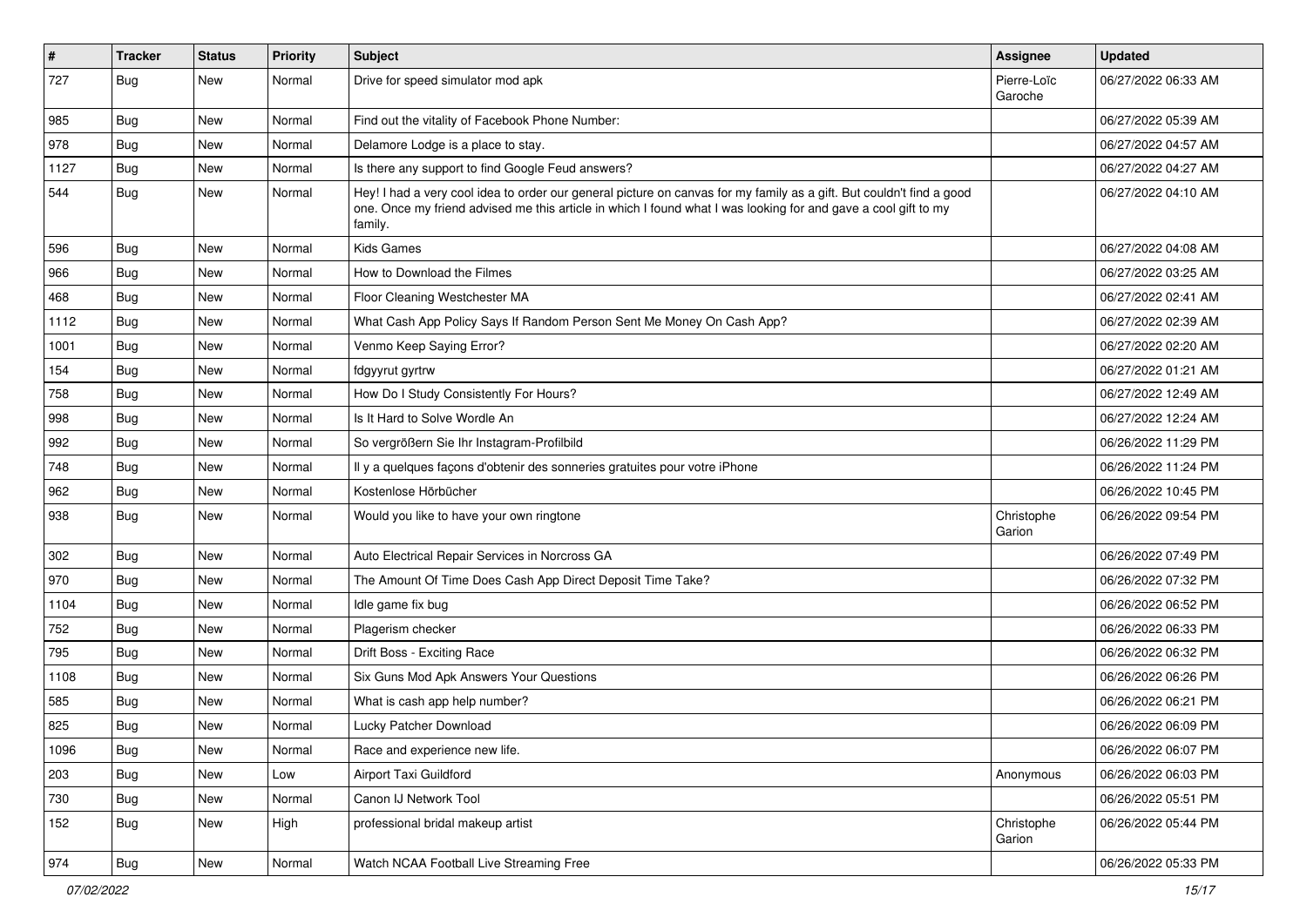| # | Tracker | Status | Priority | Subject | Assignee | Updated |
|---|---|---|---|---|---|---|
| 727 | Bug | New | Normal | Drive for speed simulator mod apk | Pierre-Loïc Garoche | 06/27/2022 06:33 AM |
| 985 | Bug | New | Normal | Find out the vitality of Facebook Phone Number: | | 06/27/2022 05:39 AM |
| 978 | Bug | New | Normal | Delamore Lodge is a place to stay. | | 06/27/2022 04:57 AM |
| 1127 | Bug | New | Normal | Is there any support to find Google Feud answers? | | 06/27/2022 04:27 AM |
| 544 | Bug | New | Normal | Hey! I had a very cool idea to order our general picture on canvas for my family as a gift. But couldn't find a good one. Once my friend advised me this article in which I found what I was looking for and gave a cool gift to my family. | | 06/27/2022 04:10 AM |
| 596 | Bug | New | Normal | Kids Games | | 06/27/2022 04:08 AM |
| 966 | Bug | New | Normal | How to Download the Filmes | | 06/27/2022 03:25 AM |
| 468 | Bug | New | Normal | Floor Cleaning Westchester MA | | 06/27/2022 02:41 AM |
| 1112 | Bug | New | Normal | What Cash App Policy Says If Random Person Sent Me Money On Cash App? | | 06/27/2022 02:39 AM |
| 1001 | Bug | New | Normal | Venmo Keep Saying Error? | | 06/27/2022 02:20 AM |
| 154 | Bug | New | Normal | fdgyyrut gyrtrw | | 06/27/2022 01:21 AM |
| 758 | Bug | New | Normal | How Do I Study Consistently For Hours? | | 06/27/2022 12:49 AM |
| 998 | Bug | New | Normal | Is It Hard to Solve Wordle An | | 06/27/2022 12:24 AM |
| 992 | Bug | New | Normal | So vergrößern Sie Ihr Instagram-Profilbild | | 06/26/2022 11:29 PM |
| 748 | Bug | New | Normal | Il y a quelques façons d'obtenir des sonneries gratuites pour votre iPhone | | 06/26/2022 11:24 PM |
| 962 | Bug | New | Normal | Kostenlose Hörbücher | | 06/26/2022 10:45 PM |
| 938 | Bug | New | Normal | Would you like to have your own ringtone | Christophe Garion | 06/26/2022 09:54 PM |
| 302 | Bug | New | Normal | Auto Electrical Repair Services in Norcross GA | | 06/26/2022 07:49 PM |
| 970 | Bug | New | Normal | The Amount Of Time Does Cash App Direct Deposit Time Take? | | 06/26/2022 07:32 PM |
| 1104 | Bug | New | Normal | Idle game fix bug | | 06/26/2022 06:52 PM |
| 752 | Bug | New | Normal | Plagerism checker | | 06/26/2022 06:33 PM |
| 795 | Bug | New | Normal | Drift Boss - Exciting Race | | 06/26/2022 06:32 PM |
| 1108 | Bug | New | Normal | Six Guns Mod Apk Answers Your Questions | | 06/26/2022 06:26 PM |
| 585 | Bug | New | Normal | What is cash app help number? | | 06/26/2022 06:21 PM |
| 825 | Bug | New | Normal | Lucky Patcher Download | | 06/26/2022 06:09 PM |
| 1096 | Bug | New | Normal | Race and experience new life. | | 06/26/2022 06:07 PM |
| 203 | Bug | New | Low | Airport Taxi Guildford | Anonymous | 06/26/2022 06:03 PM |
| 730 | Bug | New | Normal | Canon IJ Network Tool | | 06/26/2022 05:51 PM |
| 152 | Bug | New | High | professional bridal makeup artist | Christophe Garion | 06/26/2022 05:44 PM |
| 974 | Bug | New | Normal | Watch NCAA Football Live Streaming Free | | 06/26/2022 05:33 PM |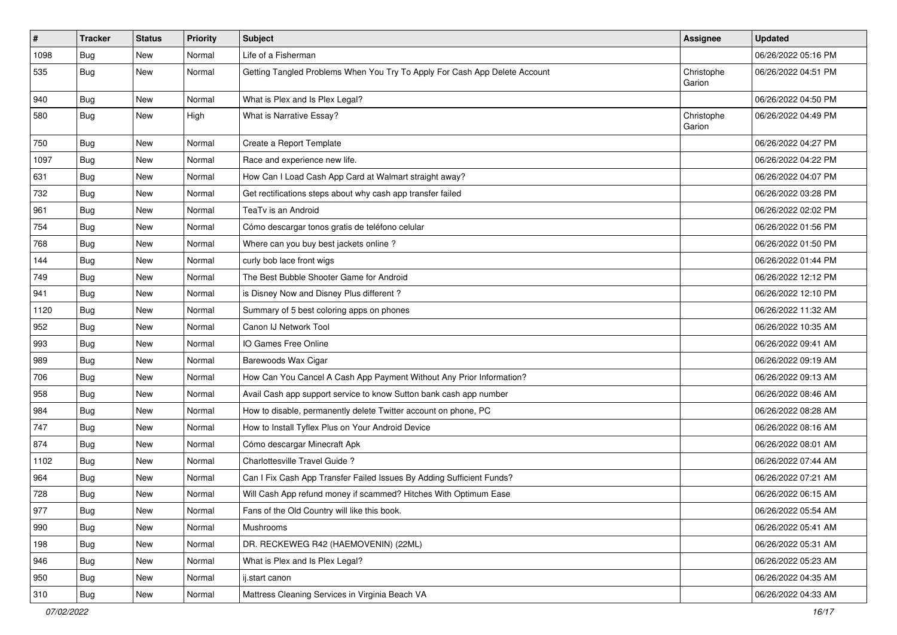| # | Tracker | Status | Priority | Subject | Assignee | Updated |
|---|---|---|---|---|---|---|
| 1098 | Bug | New | Normal | Life of a Fisherman | | 06/26/2022 05:16 PM |
| 535 | Bug | New | Normal | Getting Tangled Problems When You Try To Apply For Cash App Delete Account | Christophe Garion | 06/26/2022 04:51 PM |
| 940 | Bug | New | Normal | What is Plex and Is Plex Legal? | | 06/26/2022 04:50 PM |
| 580 | Bug | New | High | What is Narrative Essay? | Christophe Garion | 06/26/2022 04:49 PM |
| 750 | Bug | New | Normal | Create a Report Template | | 06/26/2022 04:27 PM |
| 1097 | Bug | New | Normal | Race and experience new life. | | 06/26/2022 04:22 PM |
| 631 | Bug | New | Normal | How Can I Load Cash App Card at Walmart straight away? | | 06/26/2022 04:07 PM |
| 732 | Bug | New | Normal | Get rectifications steps about why cash app transfer failed | | 06/26/2022 03:28 PM |
| 961 | Bug | New | Normal | TeaTv is an Android | | 06/26/2022 02:02 PM |
| 754 | Bug | New | Normal | Cómo descargar tonos gratis de teléfono celular | | 06/26/2022 01:56 PM |
| 768 | Bug | New | Normal | Where can you buy best jackets online ? | | 06/26/2022 01:50 PM |
| 144 | Bug | New | Normal | curly bob lace front wigs | | 06/26/2022 01:44 PM |
| 749 | Bug | New | Normal | The Best Bubble Shooter Game for Android | | 06/26/2022 12:12 PM |
| 941 | Bug | New | Normal | is Disney Now and Disney Plus different ? | | 06/26/2022 12:10 PM |
| 1120 | Bug | New | Normal | Summary of 5 best coloring apps on phones | | 06/26/2022 11:32 AM |
| 952 | Bug | New | Normal | Canon IJ Network Tool | | 06/26/2022 10:35 AM |
| 993 | Bug | New | Normal | IO Games Free Online | | 06/26/2022 09:41 AM |
| 989 | Bug | New | Normal | Barewoods Wax Cigar | | 06/26/2022 09:19 AM |
| 706 | Bug | New | Normal | How Can You Cancel A Cash App Payment Without Any Prior Information? | | 06/26/2022 09:13 AM |
| 958 | Bug | New | Normal | Avail Cash app support service to know Sutton bank cash app number | | 06/26/2022 08:46 AM |
| 984 | Bug | New | Normal | How to disable, permanently delete Twitter account on phone, PC | | 06/26/2022 08:28 AM |
| 747 | Bug | New | Normal | How to Install Tyflex Plus on Your Android Device | | 06/26/2022 08:16 AM |
| 874 | Bug | New | Normal | Cómo descargar Minecraft Apk | | 06/26/2022 08:01 AM |
| 1102 | Bug | New | Normal | Charlottesville Travel Guide ? | | 06/26/2022 07:44 AM |
| 964 | Bug | New | Normal | Can I Fix Cash App Transfer Failed Issues By Adding Sufficient Funds? | | 06/26/2022 07:21 AM |
| 728 | Bug | New | Normal | Will Cash App refund money if scammed? Hitches With Optimum Ease | | 06/26/2022 06:15 AM |
| 977 | Bug | New | Normal | Fans of the Old Country will like this book. | | 06/26/2022 05:54 AM |
| 990 | Bug | New | Normal | Mushrooms | | 06/26/2022 05:41 AM |
| 198 | Bug | New | Normal | DR. RECKEWEG R42 (HAEMOVENIN) (22ML) | | 06/26/2022 05:31 AM |
| 946 | Bug | New | Normal | What is Plex and Is Plex Legal? | | 06/26/2022 05:23 AM |
| 950 | Bug | New | Normal | ij.start canon | | 06/26/2022 04:35 AM |
| 310 | Bug | New | Normal | Mattress Cleaning Services in Virginia Beach VA | | 06/26/2022 04:33 AM |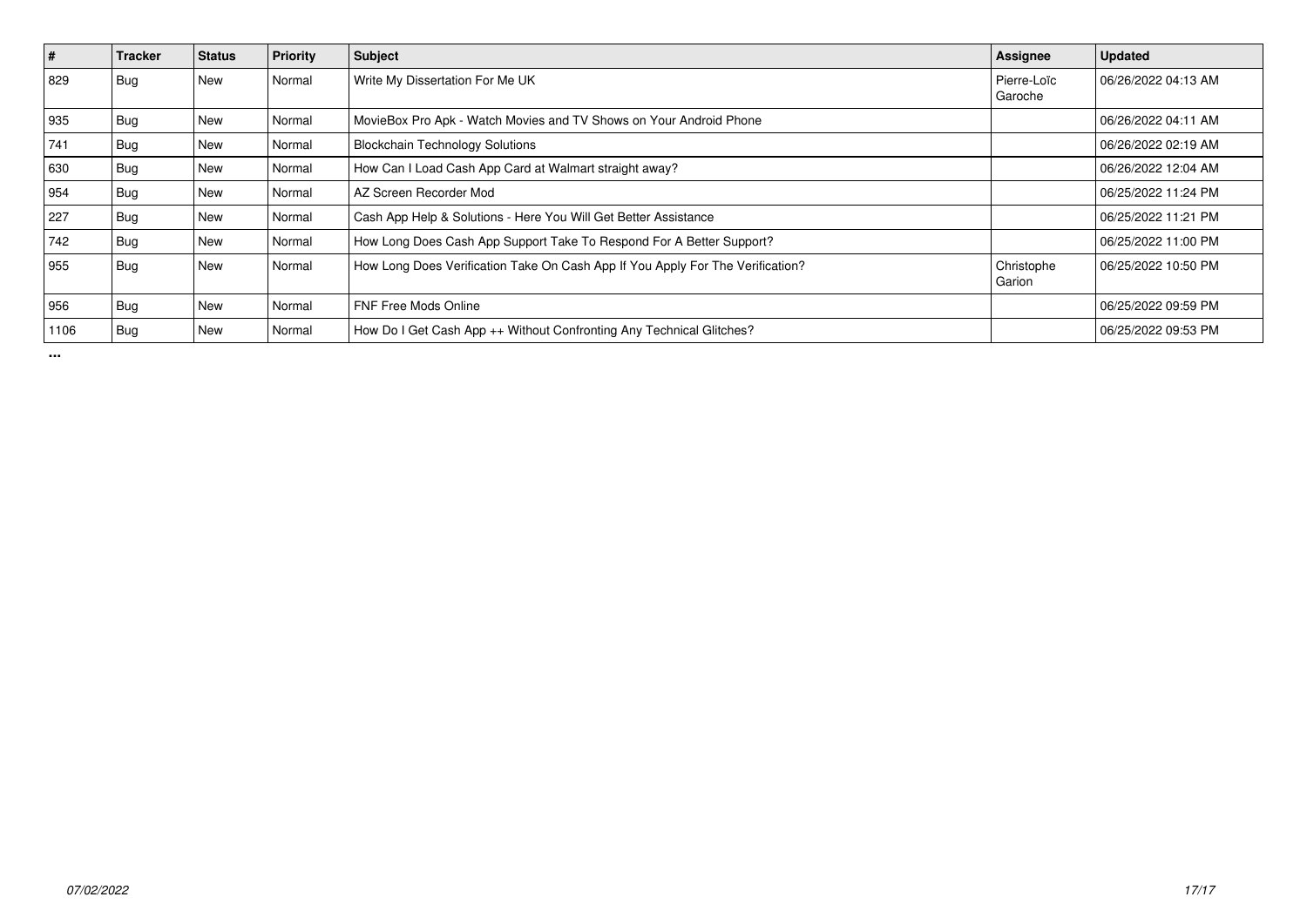| # | Tracker | Status | Priority | Subject | Assignee | Updated |
|---|---|---|---|---|---|---|
| 829 | Bug | New | Normal | Write My Dissertation For Me UK | Pierre-Loïc Garoche | 06/26/2022 04:13 AM |
| 935 | Bug | New | Normal | MovieBox Pro Apk - Watch Movies and TV Shows on Your Android Phone | | 06/26/2022 04:11 AM |
| 741 | Bug | New | Normal | Blockchain Technology Solutions | | 06/26/2022 02:19 AM |
| 630 | Bug | New | Normal | How Can I Load Cash App Card at Walmart straight away? | | 06/26/2022 12:04 AM |
| 954 | Bug | New | Normal | AZ Screen Recorder Mod | | 06/25/2022 11:24 PM |
| 227 | Bug | New | Normal | Cash App Help & Solutions - Here You Will Get Better Assistance | | 06/25/2022 11:21 PM |
| 742 | Bug | New | Normal | How Long Does Cash App Support Take To Respond For A Better Support? | | 06/25/2022 11:00 PM |
| 955 | Bug | New | Normal | How Long Does Verification Take On Cash App If You Apply For The Verification? | Christophe Garion | 06/25/2022 10:50 PM |
| 956 | Bug | New | Normal | FNF Free Mods Online | | 06/25/2022 09:59 PM |
| 1106 | Bug | New | Normal | How Do I Get Cash App ++ Without Confronting Any Technical Glitches? | | 06/25/2022 09:53 PM |

...